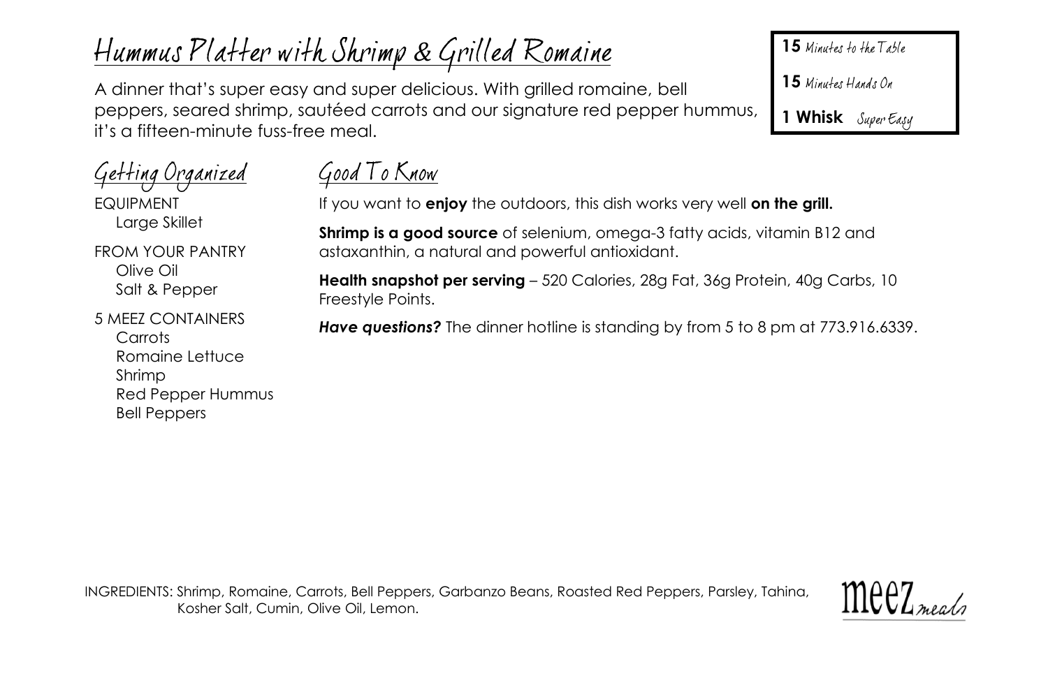# Hummus Platter with Shrimp & Grilled Romaine

A dinner that's super easy and super delicious. With grilled romaine, bell peppers, seared shrimp, sautéed carrots and our signature red pepper hummus, it's a fifteen-minute fuss-free meal.

**15** Minutes to the Table

**15** Minutes Hands On

**1 Whisk** Super Easy

## Getting Organized

EQUIPMENT
- Large Skillet

FROM YOUR PANTRY
- Olive Oil
- Salt & Pepper

5 MEEZ CONTAINERS
- Carrots
- Romaine Lettuce
- Shrimp
- Red Pepper Hummus
- Bell Peppers

## Good To Know

If you want to **enjoy** the outdoors, this dish works very well **on the grill.**

**Shrimp is a good source** of selenium, omega-3 fatty acids, vitamin B12 and astaxanthin, a natural and powerful antioxidant.

**Health snapshot per serving** – 520 Calories, 28g Fat, 36g Protein, 40g Carbs, 10 Freestyle Points.

***Have questions?*** The dinner hotline is standing by from 5 to 8 pm at 773.916.6339.

INGREDIENTS: Shrimp, Romaine, Carrots, Bell Peppers, Garbanzo Beans, Roasted Red Peppers, Parsley, Tahina, Kosher Salt, Cumin, Olive Oil, Lemon.

meez meals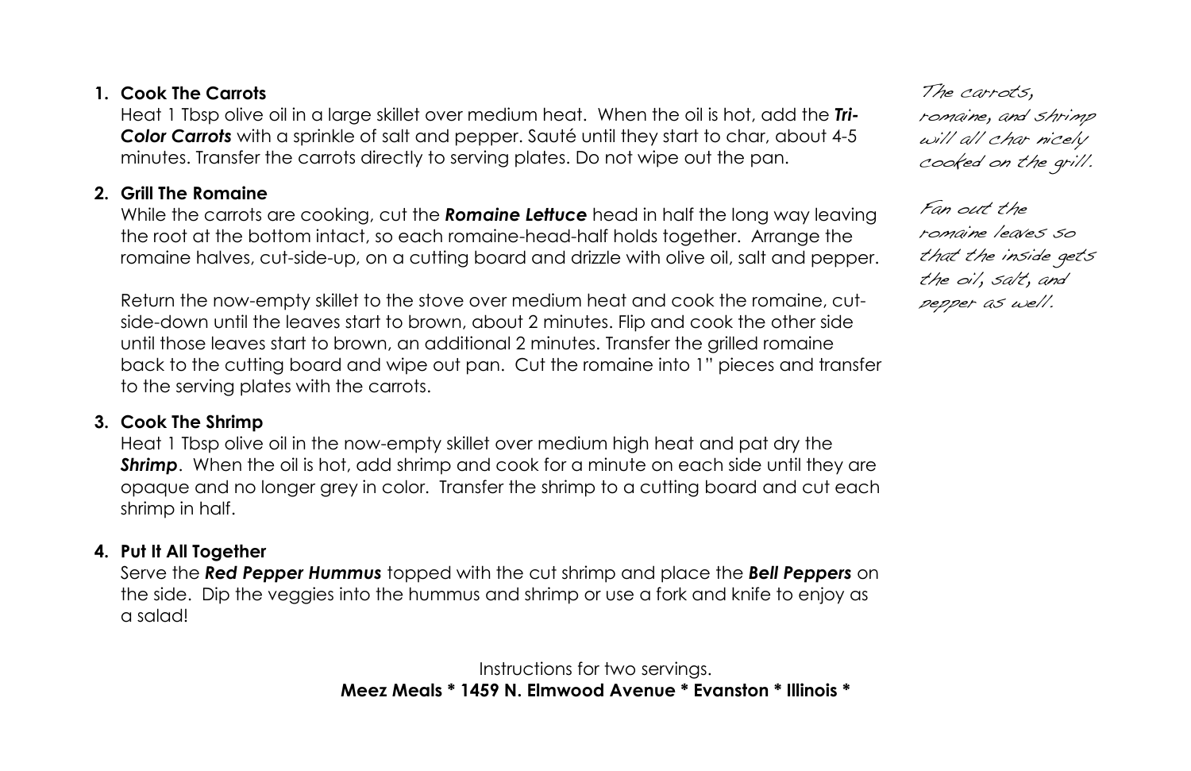1. **Cook The Carrots**
   Heat 1 Tbsp olive oil in a large skillet over medium heat. When the oil is hot, add the ***Tri-Color Carrots*** with a sprinkle of salt and pepper. Sauté until they start to char, about 4-5 minutes. Transfer the carrots directly to serving plates. Do not wipe out the pan.

2. **Grill The Romaine**
   While the carrots are cooking, cut the ***Romaine Lettuce*** head in half the long way leaving the root at the bottom intact, so each romaine-head-half holds together. Arrange the romaine halves, cut-side-up, on a cutting board and drizzle with olive oil, salt and pepper.

   Return the now-empty skillet to the stove over medium heat and cook the romaine, cut-side-down until the leaves start to brown, about 2 minutes. Flip and cook the other side until those leaves start to brown, an additional 2 minutes. Transfer the grilled romaine back to the cutting board and wipe out pan. Cut the romaine into 1" pieces and transfer to the serving plates with the carrots.

3. **Cook The Shrimp**
   Heat 1 Tbsp olive oil in the now-empty skillet over medium high heat and pat dry the ***Shrimp***. When the oil is hot, add shrimp and cook for a minute on each side until they are opaque and no longer grey in color. Transfer the shrimp to a cutting board and cut each shrimp in half.

4. **Put It All Together**
   Serve the ***Red Pepper Hummus*** topped with the cut shrimp and place the ***Bell Peppers*** on the side. Dip the veggies into the hummus and shrimp or use a fork and knife to enjoy as a salad!

*The carrots, romaine, and shrimp will all char nicely cooked on the grill.*

*Fan out the romaine leaves so that the inside gets the oil, salt, and pepper as well.*

Instructions for two servings.

**Meez Meals * 1459 N. Elmwood Avenue * Evanston * Illinois ***